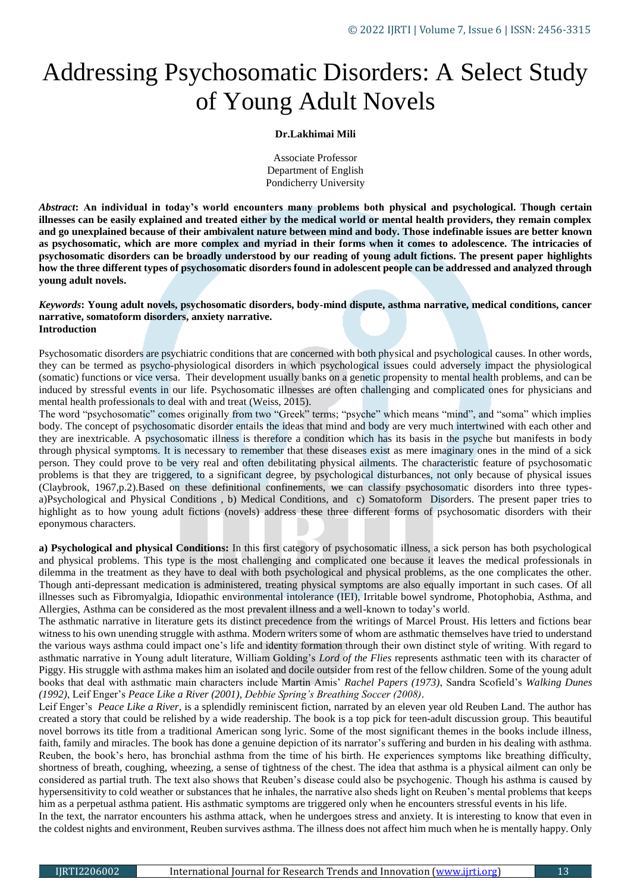# Addressing Psychosomatic Disorders: A Select Study of Young Adult Novels

**Dr.Lakhimai Mili**

Associate Professor
Department of English
Pondicherry University

***Abstract*: An individual in today's world encounters many problems both physical and psychological. Though certain illnesses can be easily explained and treated either by the medical world or mental health providers, they remain complex and go unexplained because of their ambivalent nature between mind and body. Those indefinable issues are better known as psychosomatic, which are more complex and myriad in their forms when it comes to adolescence. The intricacies of psychosomatic disorders can be broadly understood by our reading of young adult fictions. The present paper highlights how the three different types of psychosomatic disorders found in adolescent people can be addressed and analyzed through young adult novels.**

***Keywords*: Young adult novels, psychosomatic disorders, body-mind dispute, asthma narrative, medical conditions, cancer narrative, somatoform disorders, anxiety narrative.**

**Introduction**

Psychosomatic disorders are psychiatric conditions that are concerned with both physical and psychological causes. In other words, they can be termed as psycho-physiological disorders in which psychological issues could adversely impact the physiological (somatic) functions or vice versa. Their development usually banks on a genetic propensity to mental health problems, and can be induced by stressful events in our life. Psychosomatic illnesses are often challenging and complicated ones for physicians and mental health professionals to deal with and treat (Weiss, 2015).

The word "psychosomatic" comes originally from two "Greek" terms; "psyche" which means "mind", and "soma" which implies body. The concept of psychosomatic disorder entails the ideas that mind and body are very much intertwined with each other and they are inextricable. A psychosomatic illness is therefore a condition which has its basis in the psyche but manifests in body through physical symptoms. It is necessary to remember that these diseases exist as mere imaginary ones in the mind of a sick person. They could prove to be very real and often debilitating physical ailments. The characteristic feature of psychosomatic problems is that they are triggered, to a significant degree, by psychological disturbances, not only because of physical issues (Claybrook, 1967,p.2).Based on these definitional confinements, we can classify psychosomatic disorders into three types- a)Psychological and Physical Conditions , b) Medical Conditions, and c) Somatoform Disorders. The present paper tries to highlight as to how young adult fictions (novels) address these three different forms of psychosomatic disorders with their eponymous characters.

**a) Psychological and physical Conditions:** In this first category of psychosomatic illness, a sick person has both psychological and physical problems. This type is the most challenging and complicated one because it leaves the medical professionals in dilemma in the treatment as they have to deal with both psychological and physical problems, as the one complicates the other. Though anti-depressant medication is administered, treating physical symptoms are also equally important in such cases. Of all illnesses such as Fibromyalgia, Idiopathic environmental intolerance (IEI), Irritable bowel syndrome, Photophobia, Asthma, and Allergies, Asthma can be considered as the most prevalent illness and a well-known to today's world.

The asthmatic narrative in literature gets its distinct precedence from the writings of Marcel Proust. His letters and fictions bear witness to his own unending struggle with asthma. Modern writers some of whom are asthmatic themselves have tried to understand the various ways asthma could impact one's life and identity formation through their own distinct style of writing. With regard to asthmatic narrative in Young adult literature, William Golding's *Lord of the Flies* represents asthmatic teen with its character of Piggy. His struggle with asthma makes him an isolated and docile outsider from rest of the fellow children. Some of the young adult books that deal with asthmatic main characters include Martin Amis' *Rachel Papers (1973)*, Sandra Scofield's *Walking Dunes (1992)*, Leif Enger's *Peace Like a River (2001)*, *Debbie Spring's Breathing Soccer (2008)*.

Leif Enger's *Peace Like a River,* is a splendidly reminiscent fiction, narrated by an eleven year old Reuben Land. The author has created a story that could be relished by a wide readership. The book is a top pick for teen-adult discussion group. This beautiful novel borrows its title from a traditional American song lyric. Some of the most significant themes in the books include illness, faith, family and miracles. The book has done a genuine depiction of its narrator's suffering and burden in his dealing with asthma. Reuben, the book's hero, has bronchial asthma from the time of his birth. He experiences symptoms like breathing difficulty, shortness of breath, coughing, wheezing, a sense of tightness of the chest. The idea that asthma is a physical ailment can only be considered as partial truth. The text also shows that Reuben's disease could also be psychogenic. Though his asthma is caused by hypersensitivity to cold weather or substances that he inhales, the narrative also sheds light on Reuben's mental problems that keeps him as a perpetual asthma patient. His asthmatic symptoms are triggered only when he encounters stressful events in his life.

In the text, the narrator encounters his asthma attack, when he undergoes stress and anxiety. It is interesting to know that even in the coldest nights and environment, Reuben survives asthma. The illness does not affect him much when he is mentally happy. Only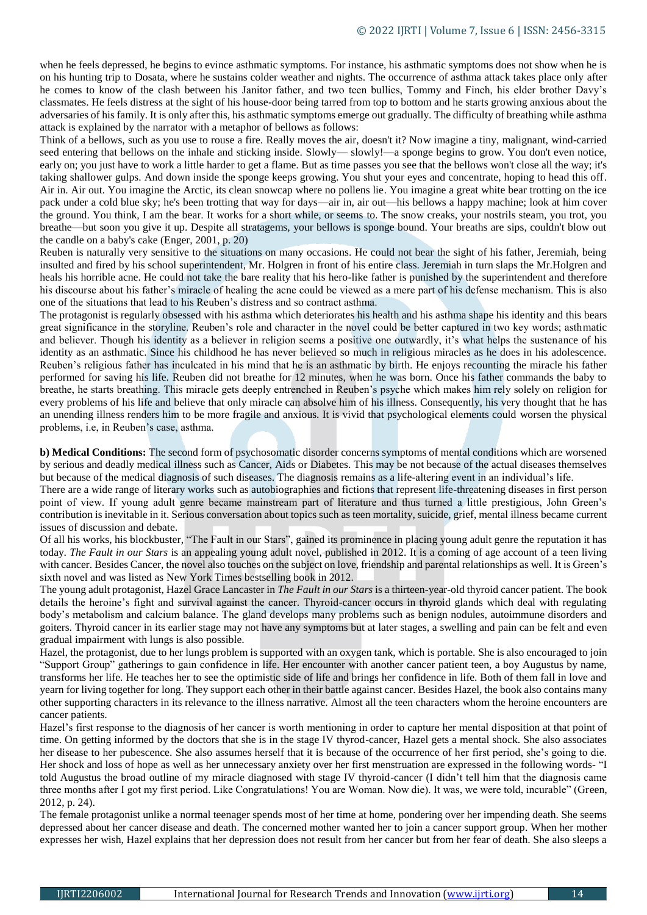when he feels depressed, he begins to evince asthmatic symptoms. For instance, his asthmatic symptoms does not show when he is on his hunting trip to Dosata, where he sustains colder weather and nights. The occurrence of asthma attack takes place only after he comes to know of the clash between his Janitor father, and two teen bullies, Tommy and Finch, his elder brother Davy's classmates. He feels distress at the sight of his house-door being tarred from top to bottom and he starts growing anxious about the adversaries of his family. It is only after this, his asthmatic symptoms emerge out gradually. The difficulty of breathing while asthma attack is explained by the narrator with a metaphor of bellows as follows:

Think of a bellows, such as you use to rouse a fire. Really moves the air, doesn't it? Now imagine a tiny, malignant, wind-carried seed entering that bellows on the inhale and sticking inside. Slowly— slowly!—a sponge begins to grow. You don't even notice, early on; you just have to work a little harder to get a flame. But as time passes you see that the bellows won't close all the way; it's taking shallower gulps. And down inside the sponge keeps growing. You shut your eyes and concentrate, hoping to head this off. Air in. Air out. You imagine the Arctic, its clean snowcap where no pollens lie. You imagine a great white bear trotting on the ice pack under a cold blue sky; he's been trotting that way for days—air in, air out—his bellows a happy machine; look at him cover the ground. You think, I am the bear. It works for a short while, or seems to. The snow creaks, your nostrils steam, you trot, you breathe—but soon you give it up. Despite all stratagems, your bellows is sponge bound. Your breaths are sips, couldn't blow out the candle on a baby's cake (Enger, 2001, p. 20)

Reuben is naturally very sensitive to the situations on many occasions. He could not bear the sight of his father, Jeremiah, being insulted and fired by his school superintendent, Mr. Holgren in front of his entire class. Jeremiah in turn slaps the Mr.Holgren and heals his horrible acne. He could not take the bare reality that his hero-like father is punished by the superintendent and therefore his discourse about his father's miracle of healing the acne could be viewed as a mere part of his defense mechanism. This is also one of the situations that lead to his Reuben's distress and so contract asthma.

The protagonist is regularly obsessed with his asthma which deteriorates his health and his asthma shape his identity and this bears great significance in the storyline. Reuben's role and character in the novel could be better captured in two key words; asthmatic and believer. Though his identity as a believer in religion seems a positive one outwardly, it's what helps the sustenance of his identity as an asthmatic. Since his childhood he has never believed so much in religious miracles as he does in his adolescence. Reuben's religious father has inculcated in his mind that he is an asthmatic by birth. He enjoys recounting the miracle his father performed for saving his life. Reuben did not breathe for 12 minutes, when he was born. Once his father commands the baby to breathe, he starts breathing. This miracle gets deeply entrenched in Reuben's psyche which makes him rely solely on religion for every problems of his life and believe that only miracle can absolve him of his illness. Consequently, his very thought that he has an unending illness renders him to be more fragile and anxious. It is vivid that psychological elements could worsen the physical problems, i.e, in Reuben's case, asthma.

**b) Medical Conditions:** The second form of psychosomatic disorder concerns symptoms of mental conditions which are worsened by serious and deadly medical illness such as Cancer, Aids or Diabetes. This may be not because of the actual diseases themselves but because of the medical diagnosis of such diseases. The diagnosis remains as a life-altering event in an individual's life.

There are a wide range of literary works such as autobiographies and fictions that represent life-threatening diseases in first person point of view. If young adult genre became mainstream part of literature and thus turned a little prestigious, John Green's contribution is inevitable in it. Serious conversation about topics such as teen mortality, suicide, grief, mental illness became current issues of discussion and debate.

Of all his works, his blockbuster, "The Fault in our Stars", gained its prominence in placing young adult genre the reputation it has today. *The Fault in our Stars* is an appealing young adult novel, published in 2012. It is a coming of age account of a teen living with cancer. Besides Cancer, the novel also touches on the subject on love, friendship and parental relationships as well. It is Green's sixth novel and was listed as New York Times bestselling book in 2012.

The young adult protagonist, Hazel Grace Lancaster in *The Fault in our Stars* is a thirteen-year-old thyroid cancer patient. The book details the heroine's fight and survival against the cancer. Thyroid-cancer occurs in thyroid glands which deal with regulating body's metabolism and calcium balance. The gland develops many problems such as benign nodules, autoimmune disorders and goiters. Thyroid cancer in its earlier stage may not have any symptoms but at later stages, a swelling and pain can be felt and even gradual impairment with lungs is also possible.

Hazel, the protagonist, due to her lungs problem is supported with an oxygen tank, which is portable. She is also encouraged to join "Support Group" gatherings to gain confidence in life. Her encounter with another cancer patient teen, a boy Augustus by name, transforms her life. He teaches her to see the optimistic side of life and brings her confidence in life. Both of them fall in love and yearn for living together for long. They support each other in their battle against cancer. Besides Hazel, the book also contains many other supporting characters in its relevance to the illness narrative. Almost all the teen characters whom the heroine encounters are cancer patients.

Hazel's first response to the diagnosis of her cancer is worth mentioning in order to capture her mental disposition at that point of time. On getting informed by the doctors that she is in the stage IV thyrod-cancer, Hazel gets a mental shock. She also associates her disease to her pubescence. She also assumes herself that it is because of the occurrence of her first period, she's going to die. Her shock and loss of hope as well as her unnecessary anxiety over her first menstruation are expressed in the following words- "I told Augustus the broad outline of my miracle diagnosed with stage IV thyroid-cancer (I didn't tell him that the diagnosis came three months after I got my first period. Like Congratulations! You are Woman. Now die). It was, we were told, incurable" (Green, 2012, p. 24).

The female protagonist unlike a normal teenager spends most of her time at home, pondering over her impending death. She seems depressed about her cancer disease and death. The concerned mother wanted her to join a cancer support group. When her mother expresses her wish, Hazel explains that her depression does not result from her cancer but from her fear of death. She also sleeps a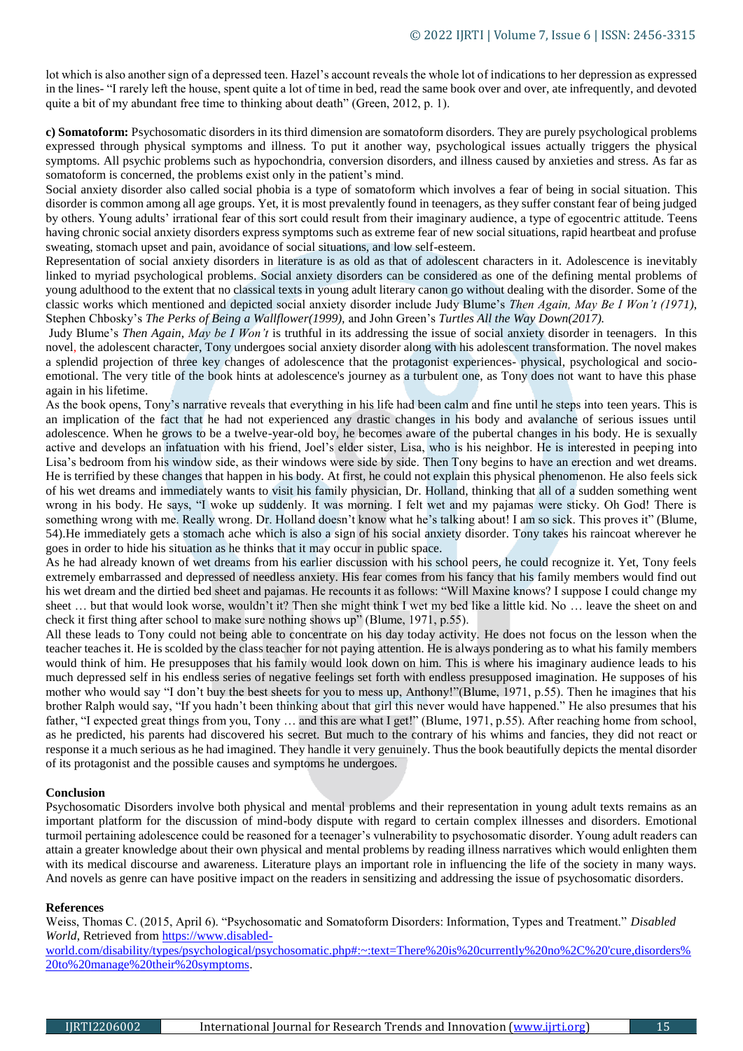lot which is also another sign of a depressed teen. Hazel's account reveals the whole lot of indications to her depression as expressed in the lines- "I rarely left the house, spent quite a lot of time in bed, read the same book over and over, ate infrequently, and devoted quite a bit of my abundant free time to thinking about death" (Green, 2012, p. 1).

**c) Somatoform:** Psychosomatic disorders in its third dimension are somatoform disorders. They are purely psychological problems expressed through physical symptoms and illness. To put it another way, psychological issues actually triggers the physical symptoms. All psychic problems such as hypochondria, conversion disorders, and illness caused by anxieties and stress. As far as somatoform is concerned, the problems exist only in the patient's mind.

Social anxiety disorder also called social phobia is a type of somatoform which involves a fear of being in social situation. This disorder is common among all age groups. Yet, it is most prevalently found in teenagers, as they suffer constant fear of being judged by others. Young adults' irrational fear of this sort could result from their imaginary audience, a type of egocentric attitude. Teens having chronic social anxiety disorders express symptoms such as extreme fear of new social situations, rapid heartbeat and profuse sweating, stomach upset and pain, avoidance of social situations, and low self-esteem.

Representation of social anxiety disorders in literature is as old as that of adolescent characters in it. Adolescence is inevitably linked to myriad psychological problems. Social anxiety disorders can be considered as one of the defining mental problems of young adulthood to the extent that no classical texts in young adult literary canon go without dealing with the disorder. Some of the classic works which mentioned and depicted social anxiety disorder include Judy Blume's *Then Again, May Be I Won't (1971),* Stephen Chbosky's *The Perks of Being a Wallflower(1999),* and John Green's *Turtles All the Way Down(2017).*

Judy Blume's *Then Again, May be I Won't* is truthful in its addressing the issue of social anxiety disorder in teenagers. In this novel, the adolescent character, Tony undergoes social anxiety disorder along with his adolescent transformation. The novel makes a splendid projection of three key changes of adolescence that the protagonist experiences- physical, psychological and socio-emotional. The very title of the book hints at adolescence's journey as a turbulent one, as Tony does not want to have this phase again in his lifetime.

As the book opens, Tony's narrative reveals that everything in his life had been calm and fine until he steps into teen years. This is an implication of the fact that he had not experienced any drastic changes in his body and avalanche of serious issues until adolescence. When he grows to be a twelve-year-old boy, he becomes aware of the pubertal changes in his body. He is sexually active and develops an infatuation with his friend, Joel's elder sister, Lisa, who is his neighbor. He is interested in peeping into Lisa's bedroom from his window side, as their windows were side by side. Then Tony begins to have an erection and wet dreams. He is terrified by these changes that happen in his body. At first, he could not explain this physical phenomenon. He also feels sick of his wet dreams and immediately wants to visit his family physician, Dr. Holland, thinking that all of a sudden something went wrong in his body. He says, "I woke up suddenly. It was morning. I felt wet and my pajamas were sticky. Oh God! There is something wrong with me. Really wrong. Dr. Holland doesn't know what he's talking about! I am so sick. This proves it" (Blume, 54).He immediately gets a stomach ache which is also a sign of his social anxiety disorder. Tony takes his raincoat wherever he goes in order to hide his situation as he thinks that it may occur in public space.

As he had already known of wet dreams from his earlier discussion with his school peers, he could recognize it. Yet, Tony feels extremely embarrassed and depressed of needless anxiety. His fear comes from his fancy that his family members would find out his wet dream and the dirtied bed sheet and pajamas. He recounts it as follows: "Will Maxine knows? I suppose I could change my sheet … but that would look worse, wouldn't it? Then she might think I wet my bed like a little kid. No … leave the sheet on and check it first thing after school to make sure nothing shows up" (Blume, 1971, p.55).

All these leads to Tony could not being able to concentrate on his day today activity. He does not focus on the lesson when the teacher teaches it. He is scolded by the class teacher for not paying attention. He is always pondering as to what his family members would think of him. He presupposes that his family would look down on him. This is where his imaginary audience leads to his much depressed self in his endless series of negative feelings set forth with endless presupposed imagination. He supposes of his mother who would say "I don't buy the best sheets for you to mess up, Anthony!"(Blume, 1971, p.55). Then he imagines that his brother Ralph would say, "If you hadn't been thinking about that girl this never would have happened." He also presumes that his father, "I expected great things from you, Tony … and this are what I get!" (Blume, 1971, p.55). After reaching home from school, as he predicted, his parents had discovered his secret. But much to the contrary of his whims and fancies, they did not react or response it a much serious as he had imagined. They handle it very genuinely. Thus the book beautifully depicts the mental disorder of its protagonist and the possible causes and symptoms he undergoes.

### Conclusion

Psychosomatic Disorders involve both physical and mental problems and their representation in young adult texts remains as an important platform for the discussion of mind-body dispute with regard to certain complex illnesses and disorders. Emotional turmoil pertaining adolescence could be reasoned for a teenager's vulnerability to psychosomatic disorder. Young adult readers can attain a greater knowledge about their own physical and mental problems by reading illness narratives which would enlighten them with its medical discourse and awareness. Literature plays an important role in influencing the life of the society in many ways. And novels as genre can have positive impact on the readers in sensitizing and addressing the issue of psychosomatic disorders.

### References

Weiss, Thomas C. (2015, April 6). "Psychosomatic and Somatoform Disorders: Information, Types and Treatment." *Disabled World*, Retrieved from https://www.disabled-world.com/disability/types/psychological/psychosomatic.php#:~:text=There%20is%20currently%20no%2C%20'cure,disorders%20to%20manage%20their%20symptoms.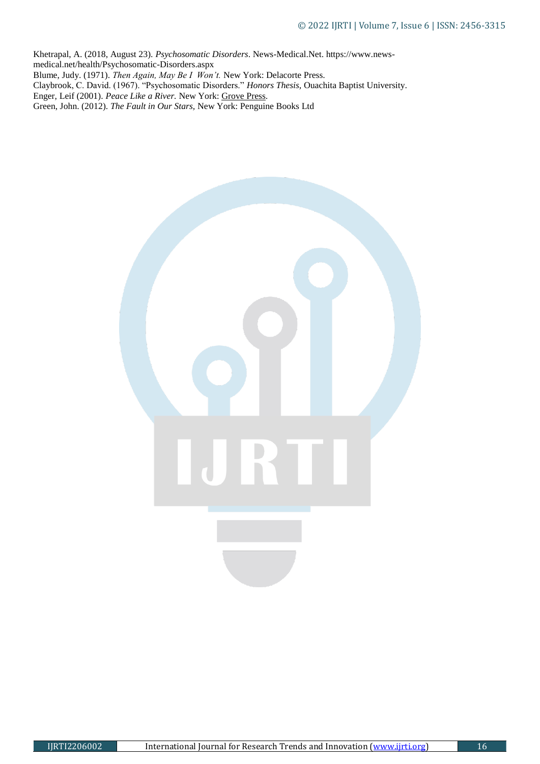Khetrapal, A. (2018, August 23). *Psychosomatic Disorders*. News-Medical.Net. https://www.news-medical.net/health/Psychosomatic-Disorders.aspx

Blume, Judy. (1971). *Then Again, May Be I  Won't.* New York: Delacorte Press.

Claybrook, C. David. (1967). "Psychosomatic Disorders." *Honors Thesis,* Ouachita Baptist University.

Enger, Leif (2001). *Peace Like a River.* New York: Grove Press.

Green, John. (2012). *The Fault in Our Stars,* New York: Penguine Books Ltd